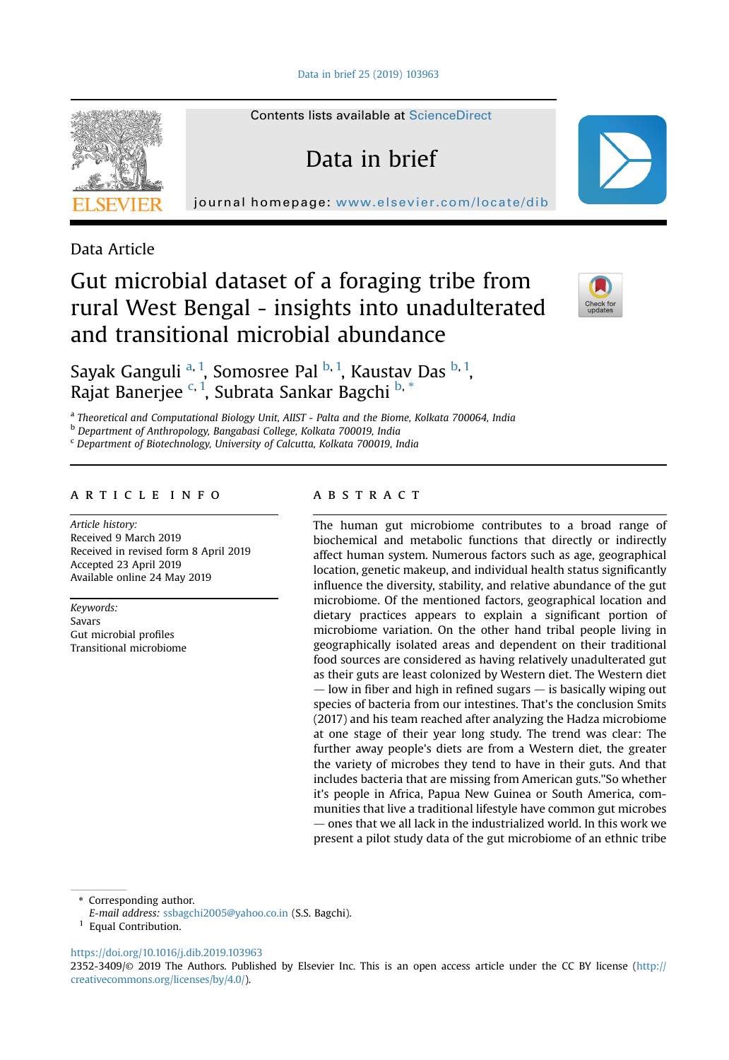Data Article

# Gut microbial dataset of a foraging tribe from rural West Bengal - insights into unadulterated and transitional microbial abundance

Sayak Ganguli [a,1], Somosree Pal [b,1], Kaustav Das [b,1], Rajat Banerjee [c,1], Subrata Sankar Bagchi [b,*]

[a] Theoretical and Computational Biology Unit, AIIST - Palta and the Biome, Kolkata 700064, India
[b] Department of Anthropology, Bangabasi College, Kolkata 700019, India
[c] Department of Biotechnology, University of Calcutta, Kolkata 700019, India

## ARTICLE INFO

*Article history:*
Received 9 March 2019
Received in revised form 8 April 2019
Accepted 23 April 2019
Available online 24 May 2019

*Keywords:*
Savars
Gut microbial profiles
Transitional microbiome

## ABSTRACT

The human gut microbiome contributes to a broad range of biochemical and metabolic functions that directly or indirectly affect human system. Numerous factors such as age, geographical location, genetic makeup, and individual health status significantly influence the diversity, stability, and relative abundance of the gut microbiome. Of the mentioned factors, geographical location and dietary practices appears to explain a significant portion of microbiome variation. On the other hand tribal people living in geographically isolated areas and dependent on their traditional food sources are considered as having relatively unadulterated gut as their guts are least colonized by Western diet. The Western diet — low in fiber and high in refined sugars — is basically wiping out species of bacteria from our intestines. That's the conclusion Smits (2017) and his team reached after analyzing the Hadza microbiome at one stage of their year long study. The trend was clear: The further away people's diets are from a Western diet, the greater the variety of microbes they tend to have in their guts. And that includes bacteria that are missing from American guts."So whether it's people in Africa, Papua New Guinea or South America, communities that live a traditional lifestyle have common gut microbes — ones that we all lack in the industrialized world. In this work we present a pilot study data of the gut microbiome of an ethnic tribe

---

* Corresponding author.
*E-mail address:* ssbagchi2005@yahoo.co.in (S.S. Bagchi).
[1] Equal Contribution.

https://doi.org/10.1016/j.dib.2019.103963
2352-3409/© 2019 The Authors. Published by Elsevier Inc. This is an open access article under the CC BY license (http://creativecommons.org/licenses/by/4.0/).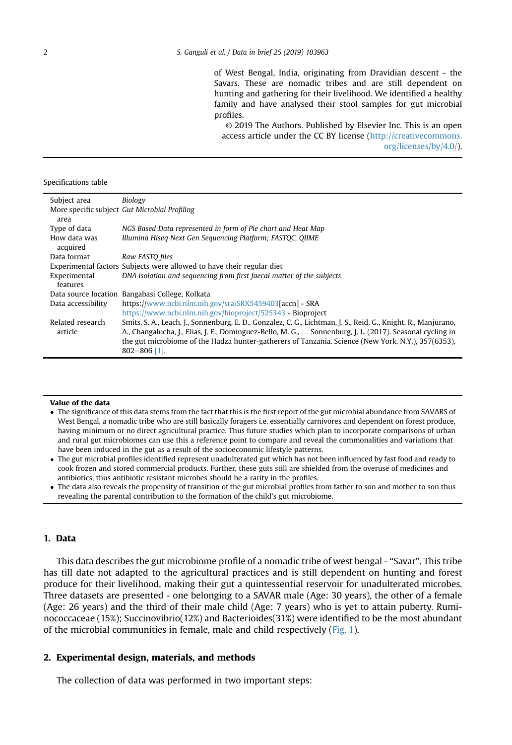of West Bengal, India, originating from Dravidian descent - the Savars. These are nomadic tribes and are still dependent on hunting and gathering for their livelihood. We identified a healthy family and have analysed their stool samples for gut microbial profiles.

© 2019 The Authors. Published by Elsevier Inc. This is an open access article under the CC BY license (http://creativecommons.org/licenses/by/4.0/).

Specifications table

| | |
|---|---|
| Subject area | *Biology* |
| More specific subject area | *Gut Microbial Profiling* |
| Type of data | *NGS Based Data represented in form of Pie chart and Heat Map* |
| How data was acquired | *Illumina Hiseq Next Gen Sequencing Platform; FASTQC, QIIME* |
| Data format | *Raw FASTQ files* |
| Experimental factors | Subjects were allowed to have their regular diet |
| Experimental features | *DNA isolation and sequencing from first faecal matter of the subjects* |
| Data source location | Bangabasi College, Kolkata |
| Data accessibility | https://www.ncbi.nlm.nih.gov/sra/SRX5459403[accn] - SRA<br>https://www.ncbi.nlm.nih.gov/bioproject/525343 - Bioproject |
| Related research article | Smits, S. A., Leach, J., Sonnenburg, E. D., Gonzalez, C. G., Lichtman, J. S., Reid, G., Knight, R., Manjurano, A., Changalucha, J., Elias, J. E., Dominguez-Bello, M. G., … Sonnenburg, J. L. (2017). Seasonal cycling in the gut microbiome of the Hadza hunter-gatherers of Tanzania. Science (New York, N.Y.), 357(6353), 802–806 [1]. |

**Value of the data**

- The significance of this data stems from the fact that this is the first report of the gut microbial abundance from SAVARS of West Bengal, a nomadic tribe who are still basically foragers i.e. essentially carnivores and dependent on forest produce, having minimum or no direct agricultural practice. Thus future studies which plan to incorporate comparisons of urban and rural gut microbiomes can use this a reference point to compare and reveal the commonalities and variations that have been induced in the gut as a result of the socioeconomic lifestyle patterns.
- The gut microbial profiles identified represent unadulterated gut which has not been influenced by fast food and ready to cook frozen and stored commercial products. Further, these guts still are shielded from the overuse of medicines and antibiotics, thus antibiotic resistant microbes should be a rarity in the profiles.
- The data also reveals the propensity of transition of the gut microbial profiles from father to son and mother to son thus revealing the parental contribution to the formation of the child's gut microbiome.

## 1. Data

This data describes the gut microbiome profile of a nomadic tribe of west bengal - "Savar". This tribe has till date not adapted to the agricultural practices and is still dependent on hunting and forest produce for their livelihood, making their gut a quintessential reservoir for unadulterated microbes. Three datasets are presented - one belonging to a SAVAR male (Age: 30 years), the other of a female (Age: 26 years) and the third of their male child (Age: 7 years) who is yet to attain puberty. Ruminococcaceae (15%); Succinovibrio(12%) and Bacterioides(31%) were identified to be the most abundant of the microbial communities in female, male and child respectively (Fig. 1).

## 2. Experimental design, materials, and methods

The collection of data was performed in two important steps: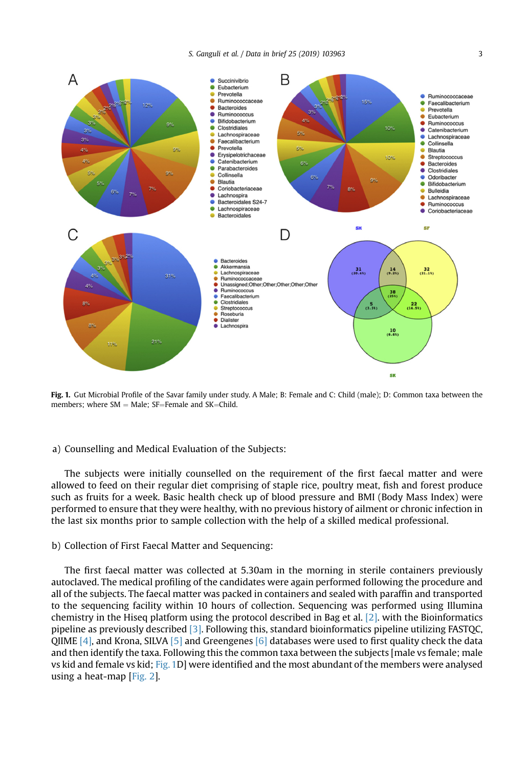**Fig. 1.** Gut Microbial Profile of the Savar family under study. A Male; B: Female and C: Child (male); D: Common taxa between the members; where SM = Male; SF=Female and SK=Child.

a) Counselling and Medical Evaluation of the Subjects:

The subjects were initially counselled on the requirement of the first faecal matter and were allowed to feed on their regular diet comprising of staple rice, poultry meat, fish and forest produce such as fruits for a week. Basic health check up of blood pressure and BMI (Body Mass Index) were performed to ensure that they were healthy, with no previous history of ailment or chronic infection in the last six months prior to sample collection with the help of a skilled medical professional.

b) Collection of First Faecal Matter and Sequencing:

The first faecal matter was collected at 5.30am in the morning in sterile containers previously autoclaved. The medical profiling of the candidates were again performed following the procedure and all of the subjects. The faecal matter was packed in containers and sealed with paraffin and transported to the sequencing facility within 10 hours of collection. Sequencing was performed using Illumina chemistry in the Hiseq platform using the protocol described in Bag et al. [2]. with the Bioinformatics pipeline as previously described [3]. Following this, standard bioinformatics pipeline utilizing FASTQC, QIIME [4], and Krona, SILVA [5] and Greengenes [6] databases were used to first quality check the data and then identify the taxa. Following this the common taxa between the subjects [male vs female; male vs kid and female vs kid; Fig. 1D] were identified and the most abundant of the members were analysed using a heat-map [Fig. 2].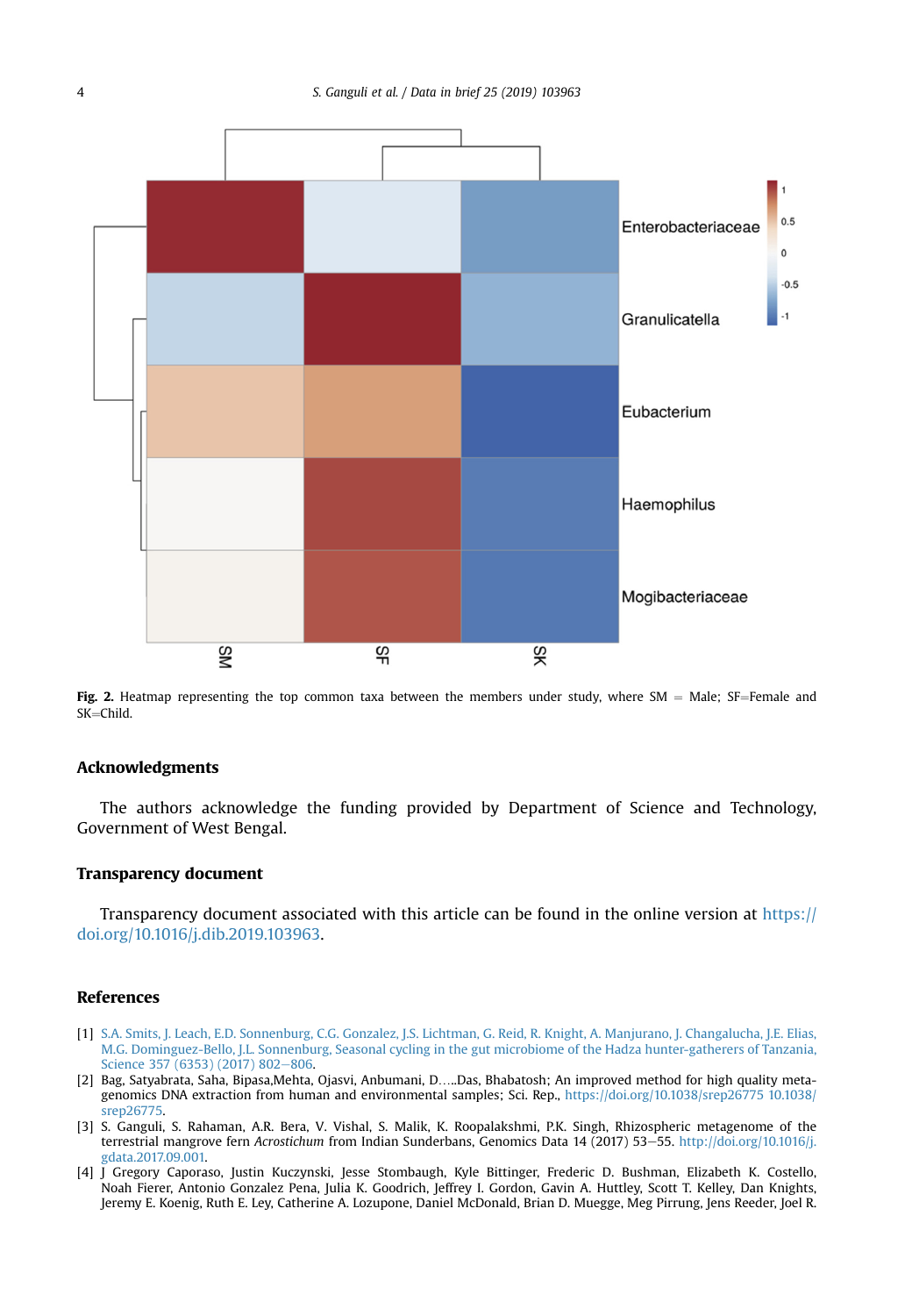**Fig. 2.** Heatmap representing the top common taxa between the members under study, where SM = Male; SF=Female and SK=Child.

## Acknowledgments

The authors acknowledge the funding provided by Department of Science and Technology, Government of West Bengal.

## Transparency document

Transparency document associated with this article can be found in the online version at https://doi.org/10.1016/j.dib.2019.103963.

## References

[1] S.A. Smits, J. Leach, E.D. Sonnenburg, C.G. Gonzalez, J.S. Lichtman, G. Reid, R. Knight, A. Manjurano, J. Changalucha, J.E. Elias, M.G. Dominguez-Bello, J.L. Sonnenburg, Seasonal cycling in the gut microbiome of the Hadza hunter-gatherers of Tanzania, Science 357 (6353) (2017) 802–806.

[2] Bag, Satyabrata, Saha, Bipasa,Mehta, Ojasvi, Anbumani, D…..Das, Bhabatosh; An improved method for high quality metagenomics DNA extraction from human and environmental samples; Sci. Rep., https://doi.org/10.1038/srep26775 10.1038/srep26775.

[3] S. Ganguli, S. Rahaman, A.R. Bera, V. Vishal, S. Malik, K. Roopalakshmi, P.K. Singh, Rhizospheric metagenome of the terrestrial mangrove fern *Acrostichum* from Indian Sunderbans, Genomics Data 14 (2017) 53–55. http://doi.org/10.1016/j.gdata.2017.09.001.

[4] J Gregory Caporaso, Justin Kuczynski, Jesse Stombaugh, Kyle Bittinger, Frederic D. Bushman, Elizabeth K. Costello, Noah Fierer, Antonio Gonzalez Pena, Julia K. Goodrich, Jeffrey I. Gordon, Gavin A. Huttley, Scott T. Kelley, Dan Knights, Jeremy E. Koenig, Ruth E. Ley, Catherine A. Lozupone, Daniel McDonald, Brian D. Muegge, Meg Pirrung, Jens Reeder, Joel R.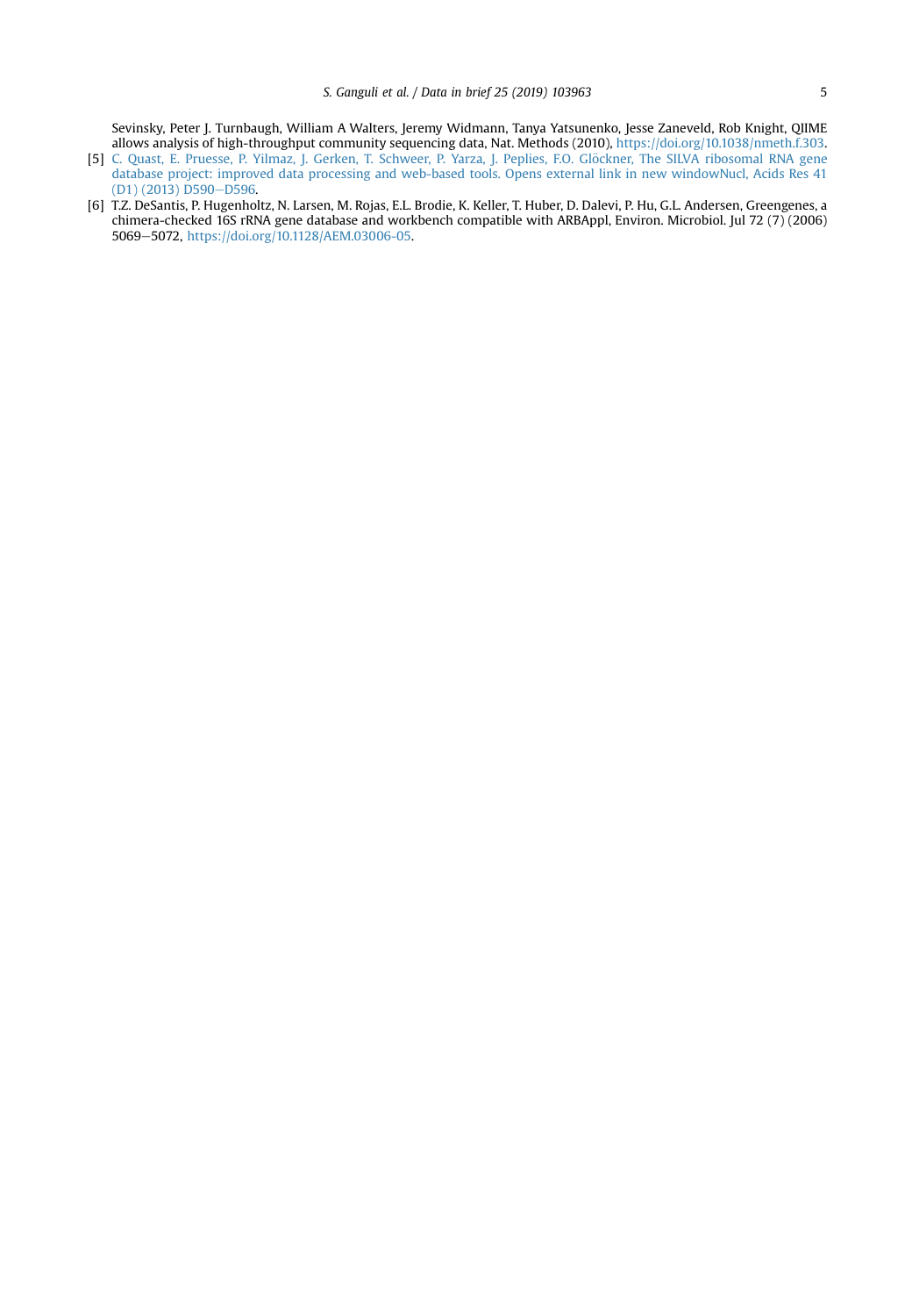Sevinsky, Peter J. Turnbaugh, William A Walters, Jeremy Widmann, Tanya Yatsunenko, Jesse Zaneveld, Rob Knight, QIIME allows analysis of high-throughput community sequencing data, Nat. Methods (2010), https://doi.org/10.1038/nmeth.f.303.

[5] C. Quast, E. Pruesse, P. Yilmaz, J. Gerken, T. Schweer, P. Yarza, J. Peplies, F.O. Glöckner, The SILVA ribosomal RNA gene database project: improved data processing and web-based tools. Opens external link in new windowNucl, Acids Res 41 (D1) (2013) D590–D596.

[6] T.Z. DeSantis, P. Hugenholtz, N. Larsen, M. Rojas, E.L. Brodie, K. Keller, T. Huber, D. Dalevi, P. Hu, G.L. Andersen, Greengenes, a chimera-checked 16S rRNA gene database and workbench compatible with ARBAppl, Environ. Microbiol. Jul 72 (7) (2006) 5069–5072, https://doi.org/10.1128/AEM.03006-05.